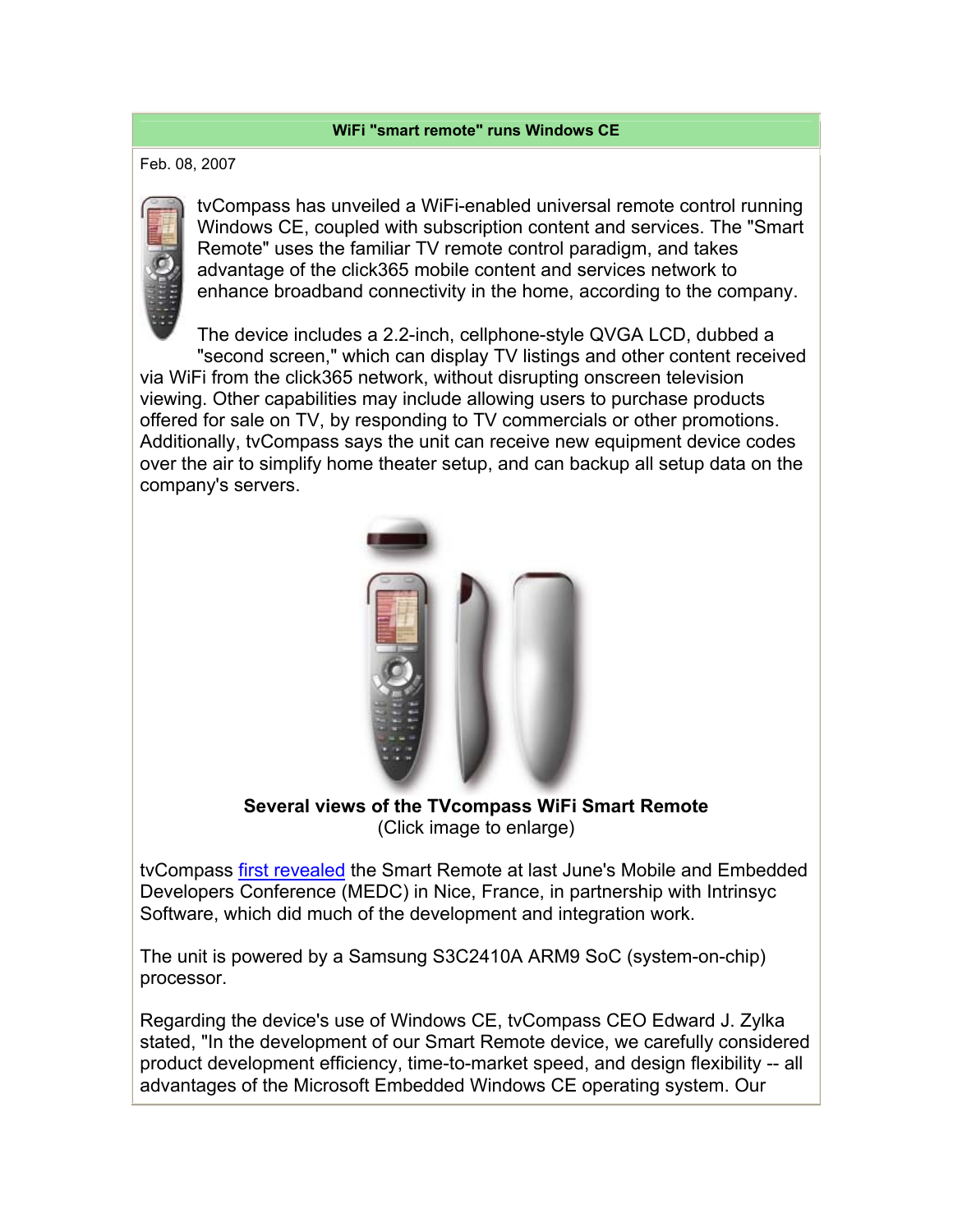**WiFi "smart remote" runs Windows CE**

Feb. 08, 2007

tvCompass has unveiled a WiFi-enabled universal remote control running Windows CE, coupled with subscription content and services. The "Smart Remote" uses the familiar TV remote control paradigm, and takes advantage of the click365 mobile content and services network to enhance broadband connectivity in the home, according to the company.

The device includes a 2.2-inch, cellphone-style QVGA LCD, dubbed a "second screen," which can display TV listings and other content received via WiFi from the click365 network, without disrupting onscreen television viewing. Other capabilities may include allowing users to purchase products offered for sale on TV, by responding to TV commercials or other promotions. Additionally, tvCompass says the unit can receive new equipment device codes over the air to simplify home theater setup, and can backup all setup data on the company's servers.

**Several views of the TVcompass WiFi Smart Remote**
(Click image to enlarge)

tvCompass first revealed the Smart Remote at last June's Mobile and Embedded Developers Conference (MEDC) in Nice, France, in partnership with Intrinsyc Software, which did much of the development and integration work.

The unit is powered by a Samsung S3C2410A ARM9 SoC (system-on-chip) processor.

Regarding the device's use of Windows CE, tvCompass CEO Edward J. Zylka stated, "In the development of our Smart Remote device, we carefully considered product development efficiency, time-to-market speed, and design flexibility -- all advantages of the Microsoft Embedded Windows CE operating system. Our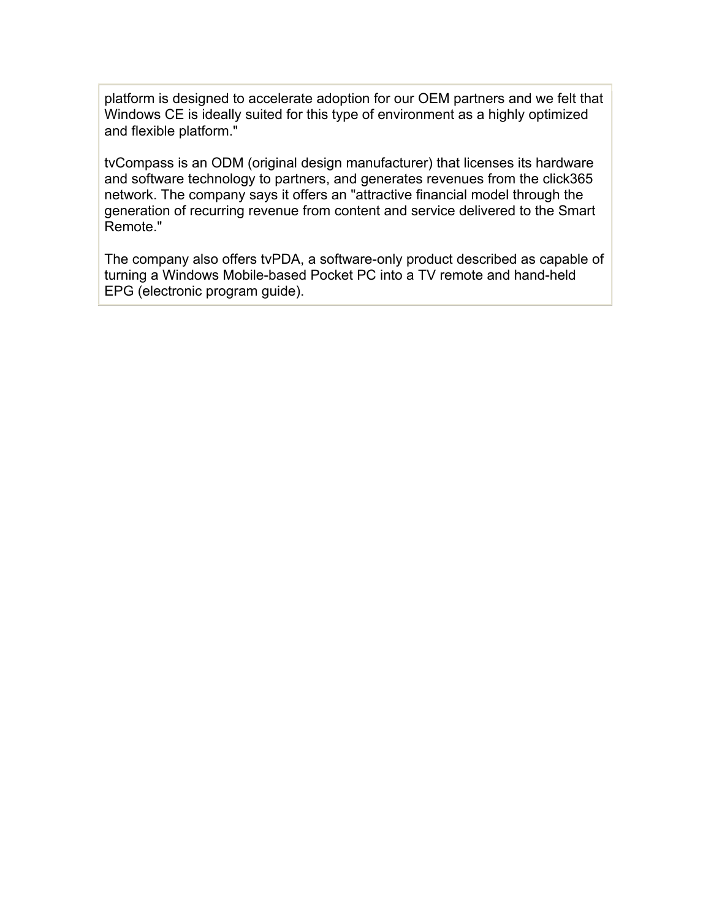platform is designed to accelerate adoption for our OEM partners and we felt that Windows CE is ideally suited for this type of environment as a highly optimized and flexible platform."

tvCompass is an ODM (original design manufacturer) that licenses its hardware and software technology to partners, and generates revenues from the click365 network. The company says it offers an "attractive financial model through the generation of recurring revenue from content and service delivered to the Smart Remote."

The company also offers tvPDA, a software-only product described as capable of turning a Windows Mobile-based Pocket PC into a TV remote and hand-held EPG (electronic program guide).